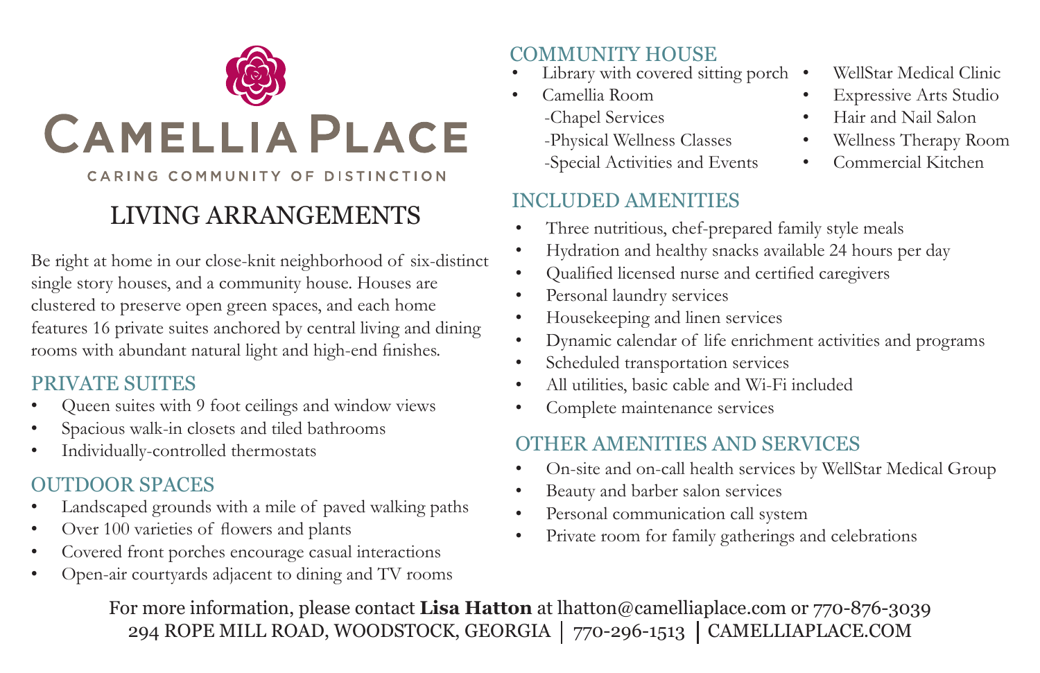# CAMELLIA PLACE

CARING COMMUNITY OF DISTINCTION

## LIVING ARRANGEMENTS

Be right at home in our close-knit neighborhood of six-distinct single story houses, and a community house. Houses are clustered to preserve open green spaces, and each home features 16 private suites anchored by central living and dining rooms with abundant natural light and high-end finishes.

### PRIVATE SUITES

- Queen suites with 9 foot ceilings and window views
- Spacious walk-in closets and tiled bathrooms
- Individually-controlled thermostats

### OUTDOOR SPACES

- Landscaped grounds with a mile of paved walking paths
- Over 100 varieties of flowers and plants
- Covered front porches encourage casual interactions
- Open-air courtyards adjacent to dining and TV rooms

### COMMUNITY HOUSE

- Library with covered sitting porch
- Camellia Room
  - -Chapel Services
  - -Physical Wellness Classes
  - -Special Activities and Events
- WellStar Medical Clinic
- Expressive Arts Studio
- Hair and Nail Salon
- Wellness Therapy Room
- Commercial Kitchen

### INCLUDED AMENITIES

- Three nutritious, chef-prepared family style meals
- Hydration and healthy snacks available 24 hours per day
- Qualified licensed nurse and certified caregivers
- Personal laundry services
- Housekeeping and linen services
- Dynamic calendar of life enrichment activities and programs
- Scheduled transportation services
- All utilities, basic cable and Wi-Fi included
- Complete maintenance services

### OTHER AMENITIES AND SERVICES

- On-site and on-call health services by WellStar Medical Group
- Beauty and barber salon services
- Personal communication call system
- Private room for family gatherings and celebrations

For more information, please contact **Lisa Hatton** at lhatton@camelliaplace.com or 770-876-3039

294 ROPE MILL ROAD, WOODSTOCK, GEORGIA | 770-296-1513 | CAMELLIAPLACE.COM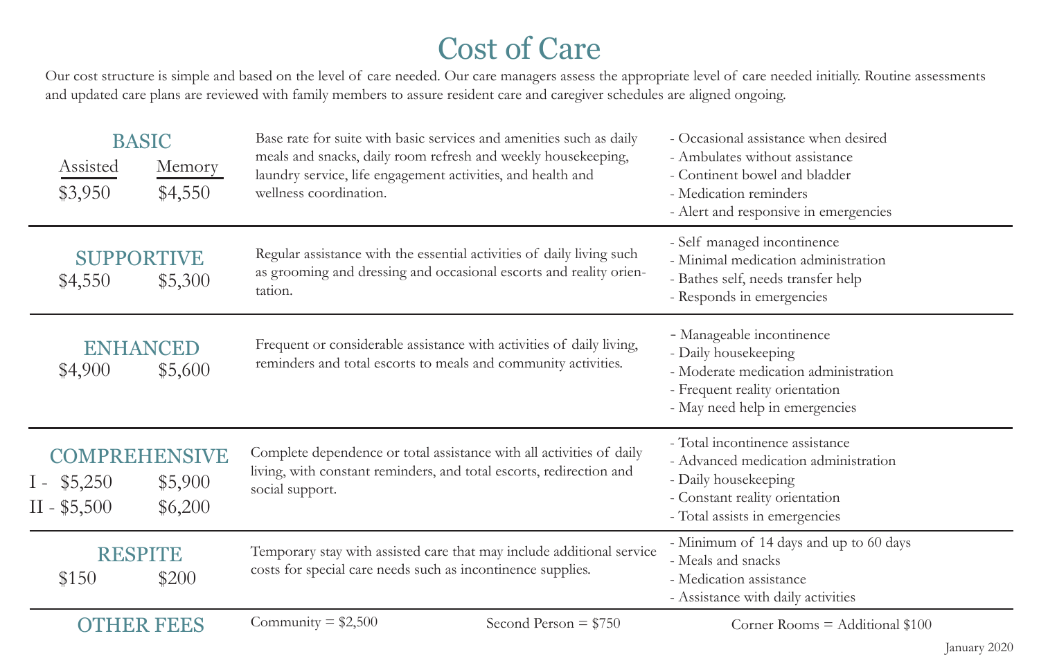# Cost of Care

Our cost structure is simple and based on the level of care needed. Our care managers assess the appropriate level of care needed initially. Routine assessments and updated care plans are reviewed with family members to assure resident care and caregiver schedules are aligned ongoing.

| Level | Assisted | Memory | Description | Resident Profile |
|---|---|---|---|---|
| **BASIC** | $3,950 | $4,550 | Base rate for suite with basic services and amenities such as daily meals and snacks, daily room refresh and weekly housekeeping, laundry service, life engagement activities, and health and wellness coordination. | - Occasional assistance when desired<br>- Ambulates without assistance<br>- Continent bowel and bladder<br>- Medication reminders<br>- Alert and responsive in emergencies |
| **SUPPORTIVE** | $4,550 | $5,300 | Regular assistance with the essential activities of daily living such as grooming and dressing and occasional escorts and reality orientation. | - Self managed incontinence<br>- Minimal medication administration<br>- Bathes self, needs transfer help<br>- Responds in emergencies |
| **ENHANCED** | $4,900 | $5,600 | Frequent or considerable assistance with activities of daily living, reminders and total escorts to meals and community activities. | - Manageable incontinence<br>- Daily housekeeping<br>- Moderate medication administration<br>- Frequent reality orientation<br>- May need help in emergencies |
| **COMPREHENSIVE** | I - $5,250<br>II - $5,500 | $5,900<br>$6,200 | Complete dependence or total assistance with all activities of daily living, with constant reminders, and total escorts, redirection and social support. | - Total incontinence assistance<br>- Advanced medication administration<br>- Daily housekeeping<br>- Constant reality orientation<br>- Total assists in emergencies |
| **RESPITE** | $150 | $200 | Temporary stay with assisted care that may include additional service costs for special care needs such as incontinence supplies. | - Minimum of 14 days and up to 60 days<br>- Meals and snacks<br>- Medication assistance<br>- Assistance with daily activities |

**OTHER FEES**

Community = $2,500

Second Person = $750

Corner Rooms = Additional $100

January 2020